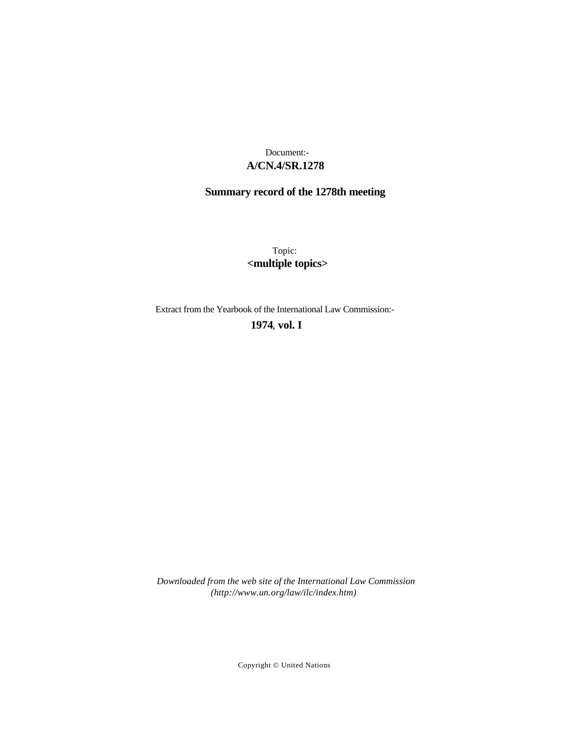Document:-

**A/CN.4/SR.1278**

**Summary record of the 1278th meeting**

Topic:

**<multiple topics>**

Extract from the Yearbook of the International Law Commission:-

**1974, vol. I**

*Downloaded from the web site of the International Law Commission (http://www.un.org/law/ilc/index.htm)*

Copyright © United Nations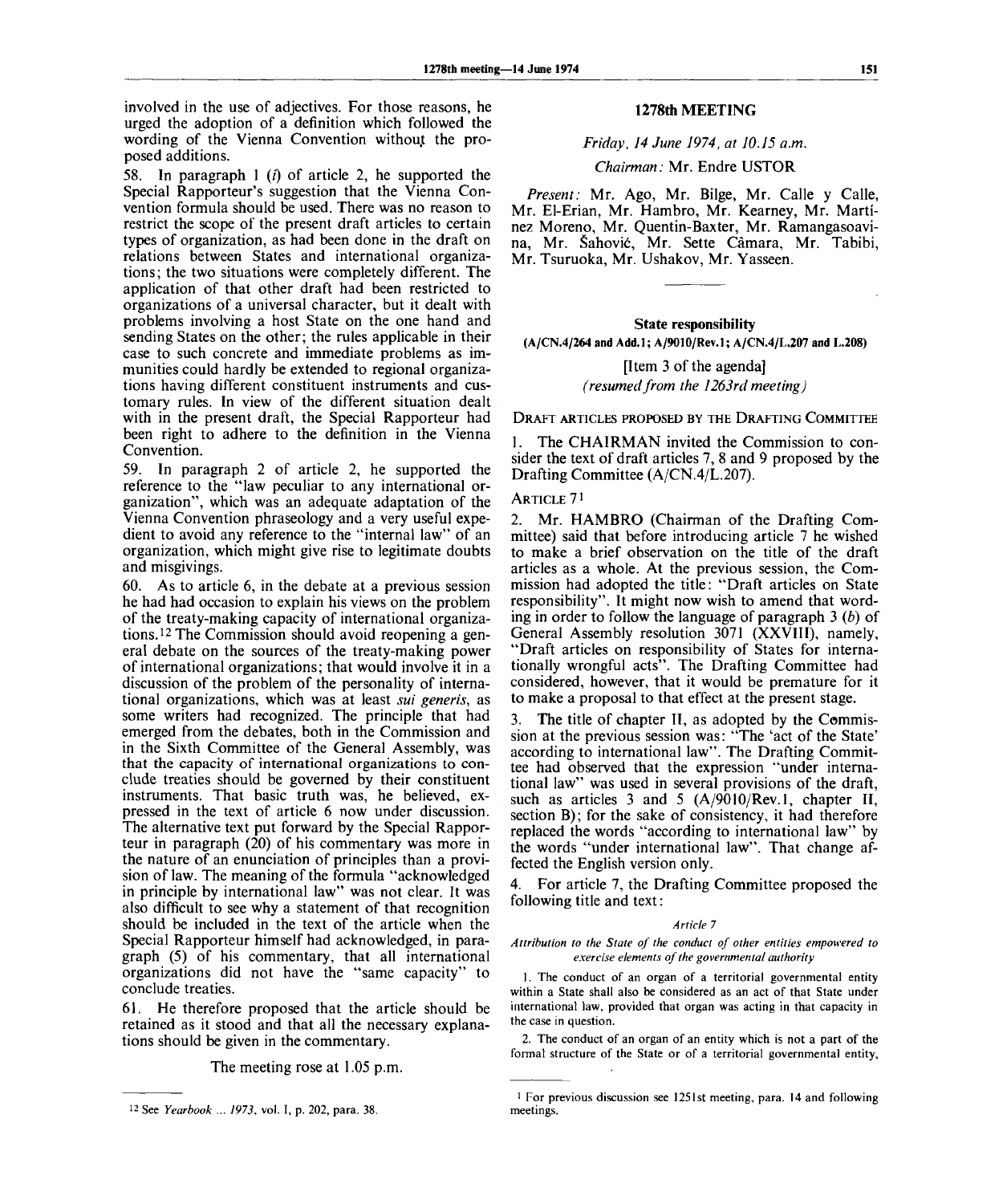involved in the use of adjectives. For those reasons, he urged the adoption of a definition which followed the wording of the Vienna Convention without the proposed additions.

58. In paragraph 1 (*i*) of article 2, he supported the Special Rapporteur's suggestion that the Vienna Convention formula should be used. There was no reason to restrict the scope of the present draft articles to certain types of organization, as had been done in the draft on relations between States and international organizations; the two situations were completely different. The application of that other draft had been restricted to organizations of a universal character, but it dealt with problems involving a host State on the one hand and sending States on the other; the rules applicable in their case to such concrete and immediate problems as immunities could hardly be extended to regional organizations having different constituent instruments and customary rules. In view of the different situation dealt with in the present draft, the Special Rapporteur had been right to adhere to the definition in the Vienna Convention.

59. In paragraph 2 of article 2, he supported the reference to the "law peculiar to any international organization", which was an adequate adaptation of the Vienna Convention phraseology and a very useful expedient to avoid any reference to the "internal law" of an organization, which might give rise to legitimate doubts and misgivings.

60. As to article 6, in the debate at a previous session he had had occasion to explain his views on the problem of the treaty-making capacity of international organizations.[12] The Commission should avoid reopening a general debate on the sources of the treaty-making power of international organizations; that would involve it in a discussion of the problem of the personality of international organizations, which was at least *sui generis*, as some writers had recognized. The principle that had emerged from the debates, both in the Commission and in the Sixth Committee of the General Assembly, was that the capacity of international organizations to conclude treaties should be governed by their constituent instruments. That basic truth was, he believed, expressed in the text of article 6 now under discussion. The alternative text put forward by the Special Rapporteur in paragraph (20) of his commentary was more in the nature of an enunciation of principles than a provision of law. The meaning of the formula "acknowledged in principle by international law" was not clear. It was also difficult to see why a statement of that recognition should be included in the text of the article when the Special Rapporteur himself had acknowledged, in paragraph (5) of his commentary, that all international organizations did not have the "same capacity" to conclude treaties.

61. He therefore proposed that the article should be retained as it stood and that all the necessary explanations should be given in the commentary.

The meeting rose at 1.05 p.m.

[12] See *Yearbook ... 1973*, vol. I, p. 202, para. 38.

## 1278th MEETING

*Friday, 14 June 1974, at 10.15 a.m.*

*Chairman:* Mr. Endre USTOR

*Present:* Mr. Ago, Mr. Bilge, Mr. Calle y Calle, Mr. El-Erian, Mr. Hambro, Mr. Kearney, Mr. Martínez Moreno, Mr. Quentin-Baxter, Mr. Ramangasoavina, Mr. Šahović, Mr. Sette Câmara, Mr. Tabibi, Mr. Tsuruoka, Mr. Ushakov, Mr. Yasseen.

### State responsibility

**(A/CN.4/264 and Add.1; A/9010/Rev.1; A/CN.4/L.207 and L.208)**

[Item 3 of the agenda]
*(resumed from the 1263rd meeting)*

DRAFT ARTICLES PROPOSED BY THE DRAFTING COMMITTEE

1. The CHAIRMAN invited the Commission to consider the text of draft articles 7, 8 and 9 proposed by the Drafting Committee (A/CN.4/L.207).

ARTICLE 7[1]

2. Mr. HAMBRO (Chairman of the Drafting Committee) said that before introducing article 7 he wished to make a brief observation on the title of the draft articles as a whole. At the previous session, the Commission had adopted the title: "Draft articles on State responsibility". It might now wish to amend that wording in order to follow the language of paragraph 3 (*b*) of General Assembly resolution 3071 (XXVIII), namely, "Draft articles on responsibility of States for internationally wrongful acts". The Drafting Committee had considered, however, that it would be premature for it to make a proposal to that effect at the present stage.

3. The title of chapter II, as adopted by the Commission at the previous session was: "The 'act of the State' according to international law". The Drafting Committee had observed that the expression "under international law" was used in several provisions of the draft, such as articles 3 and 5 (A/9010/Rev.1, chapter II, section B); for the sake of consistency, it had therefore replaced the words "according to international law" by the words "under international law". That change affected the English version only.

4. For article 7, the Drafting Committee proposed the following title and text:

*Article 7*

*Attribution to the State of the conduct of other entities empowered to exercise elements of the governmental authority*

1. The conduct of an organ of a territorial governmental entity within a State shall also be considered as an act of that State under international law, provided that organ was acting in that capacity in the case in question.

2. The conduct of an organ of an entity which is not a part of the formal structure of the State or of a territorial governmental entity,

[1] For previous discussion see 1251st meeting, para. 14 and following meetings.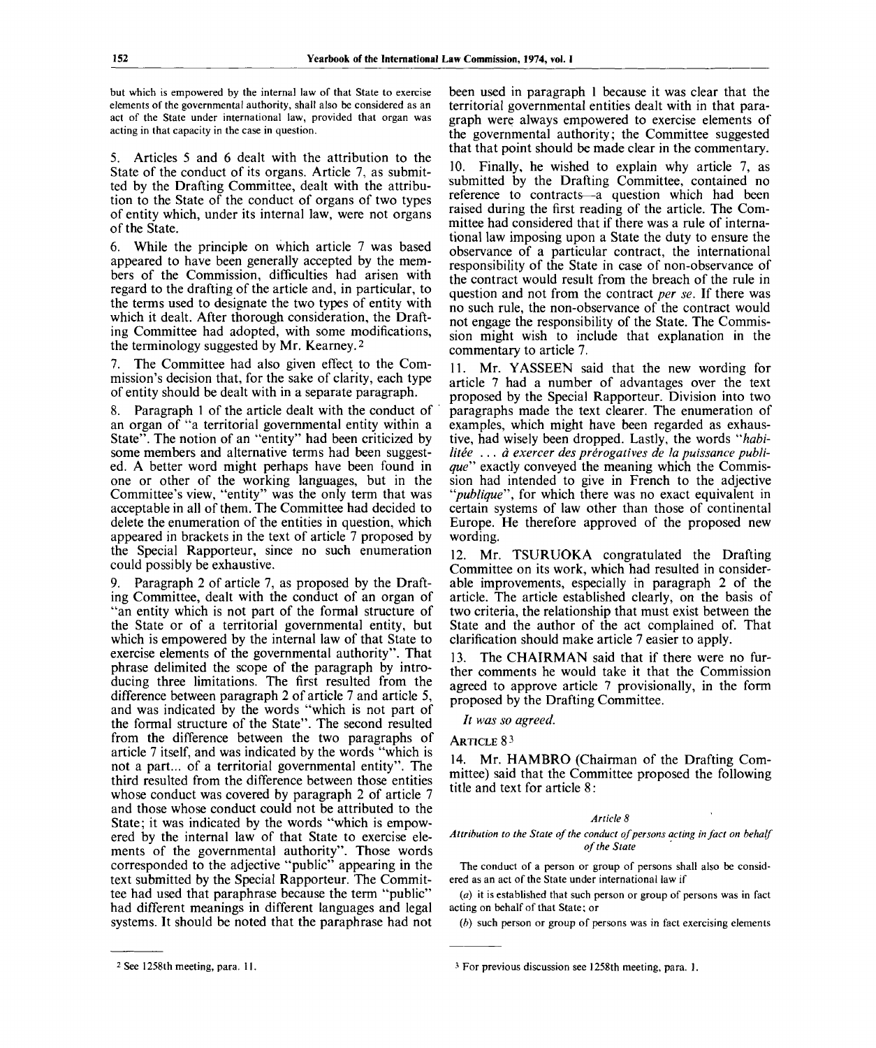but which is empowered by the internal law of that State to exercise elements of the governmental authority, shall also be considered as an act of the State under international law, provided that organ was acting in that capacity in the case in question.

5. Articles 5 and 6 dealt with the attribution to the State of the conduct of its organs. Article 7, as submitted by the Drafting Committee, dealt with the attribution to the State of the conduct of organs of two types of entity which, under its internal law, were not organs of the State.

6. While the principle on which article 7 was based appeared to have been generally accepted by the members of the Commission, difficulties had arisen with regard to the drafting of the article and, in particular, to the terms used to designate the two types of entity with which it dealt. After thorough consideration, the Drafting Committee had adopted, with some modifications, the terminology suggested by Mr. Kearney.[2]

7. The Committee had also given effect to the Commission's decision that, for the sake of clarity, each type of entity should be dealt with in a separate paragraph.

8. Paragraph 1 of the article dealt with the conduct of an organ of "a territorial governmental entity within a State". The notion of an "entity" had been criticized by some members and alternative terms had been suggested. A better word might perhaps have been found in one or other of the working languages, but in the Committee's view, "entity" was the only term that was acceptable in all of them. The Committee had decided to delete the enumeration of the entities in question, which appeared in brackets in the text of article 7 proposed by the Special Rapporteur, since no such enumeration could possibly be exhaustive.

9. Paragraph 2 of article 7, as proposed by the Drafting Committee, dealt with the conduct of an organ of "an entity which is not part of the formal structure of the State or of a territorial governmental entity, but which is empowered by the internal law of that State to exercise elements of the governmental authority". That phrase delimited the scope of the paragraph by introducing three limitations. The first resulted from the difference between paragraph 2 of article 7 and article 5, and was indicated by the words "which is not part of the formal structure of the State". The second resulted from the difference between the two paragraphs of article 7 itself, and was indicated by the words "which is not a part... of a territorial governmental entity". The third resulted from the difference between those entities whose conduct was covered by paragraph 2 of article 7 and those whose conduct could not be attributed to the State; it was indicated by the words "which is empowered by the internal law of that State to exercise elements of the governmental authority". Those words corresponded to the adjective "public" appearing in the text submitted by the Special Rapporteur. The Committee had used that paraphrase because the term "public" had different meanings in different languages and legal systems. It should be noted that the paraphrase had not been used in paragraph 1 because it was clear that the territorial governmental entities dealt with in that paragraph were always empowered to exercise elements of the governmental authority; the Committee suggested that that point should be made clear in the commentary.

10. Finally, he wished to explain why article 7, as submitted by the Drafting Committee, contained no reference to contracts—a question which had been raised during the first reading of the article. The Committee had considered that if there was a rule of international law imposing upon a State the duty to ensure the observance of a particular contract, the international responsibility of the State in case of non-observance of the contract would result from the breach of the rule in question and not from the contract *per se*. If there was no such rule, the non-observance of the contract would not engage the responsibility of the State. The Commission might wish to include that explanation in the commentary to article 7.

11. Mr. YASSEEN said that the new wording for article 7 had a number of advantages over the text proposed by the Special Rapporteur. Division into two paragraphs made the text clearer. The enumeration of examples, which might have been regarded as exhaustive, had wisely been dropped. Lastly, the words "*habilitée ... à exercer des prérogatives de la puissance publique*" exactly conveyed the meaning which the Commission had intended to give in French to the adjective "*publique*", for which there was no exact equivalent in certain systems of law other than those of continental Europe. He therefore approved of the proposed new wording.

12. Mr. TSURUOKA congratulated the Drafting Committee on its work, which had resulted in considerable improvements, especially in paragraph 2 of the article. The article established clearly, on the basis of two criteria, the relationship that must exist between the State and the author of the act complained of. That clarification should make article 7 easier to apply.

13. The CHAIRMAN said that if there were no further comments he would take it that the Commission agreed to approve article 7 provisionally, in the form proposed by the Drafting Committee.

*It was so agreed.*

ARTICLE 8[3]

14. Mr. HAMBRO (Chairman of the Drafting Committee) said that the Committee proposed the following title and text for article 8:

*Article 8*

*Attribution to the State of the conduct of persons acting in fact on behalf of the State*

The conduct of a person or group of persons shall also be considered as an act of the State under international law if

(*a*) it is established that such person or group of persons was in fact acting on behalf of that State; or

(*b*) such person or group of persons was in fact exercising elements

---

[2] See 1258th meeting, para. 11.

[3] For previous discussion see 1258th meeting, para. 1.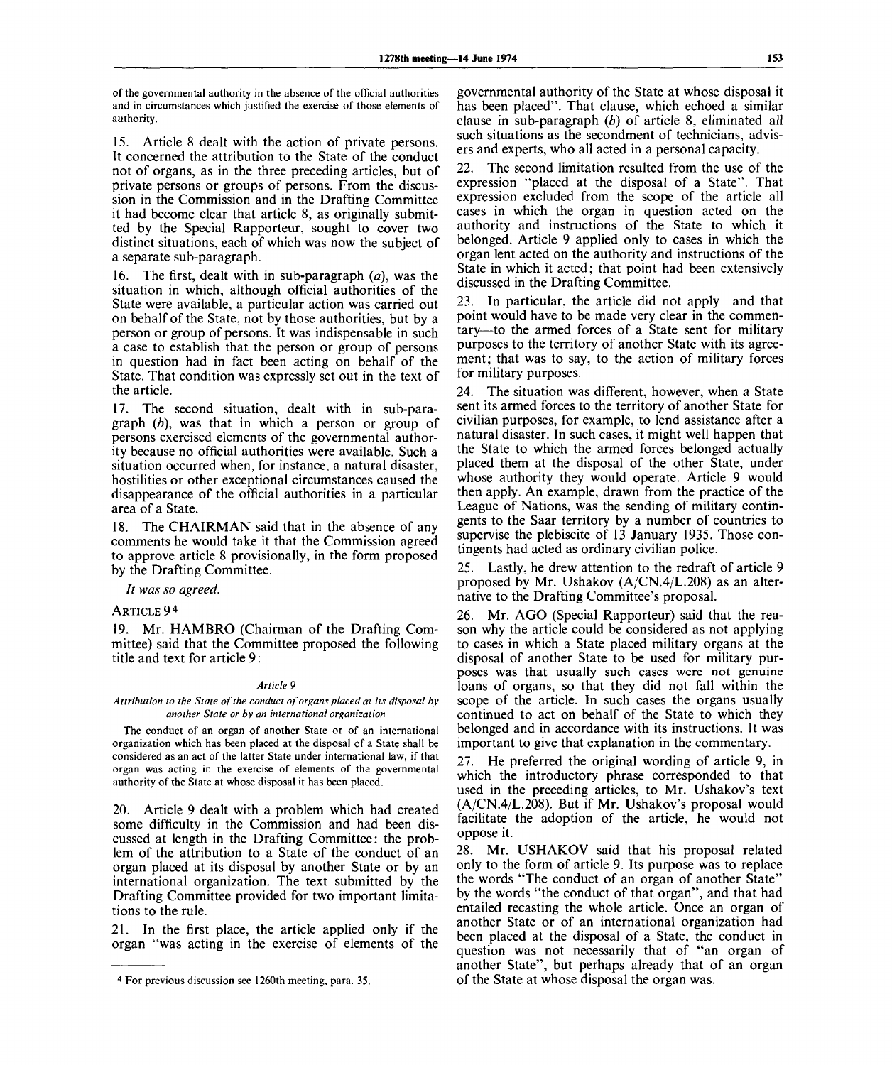of the governmental authority in the absence of the official authorities and in circumstances which justified the exercise of those elements of authority.

15. Article 8 dealt with the action of private persons. It concerned the attribution to the State of the conduct not of organs, as in the three preceding articles, but of private persons or groups of persons. From the discussion in the Commission and in the Drafting Committee it had become clear that article 8, as originally submitted by the Special Rapporteur, sought to cover two distinct situations, each of which was now the subject of a separate sub-paragraph.

16. The first, dealt with in sub-paragraph (*a*), was the situation in which, although official authorities of the State were available, a particular action was carried out on behalf of the State, not by those authorities, but by a person or group of persons. It was indispensable in such a case to establish that the person or group of persons in question had in fact been acting on behalf of the State. That condition was expressly set out in the text of the article.

17. The second situation, dealt with in sub-paragraph (*b*), was that in which a person or group of persons exercised elements of the governmental authority because no official authorities were available. Such a situation occurred when, for instance, a natural disaster, hostilities or other exceptional circumstances caused the disappearance of the official authorities in a particular area of a State.

18. The CHAIRMAN said that in the absence of any comments he would take it that the Commission agreed to approve article 8 provisionally, in the form proposed by the Drafting Committee.

*It was so agreed.*

ARTICLE 9[4]

19. Mr. HAMBRO (Chairman of the Drafting Committee) said that the Committee proposed the following title and text for article 9:

*Article 9*

*Attribution to the State of the conduct of organs placed at its disposal by another State or by an international organization*

The conduct of an organ of another State or of an international organization which has been placed at the disposal of a State shall be considered as an act of the latter State under international law, if that organ was acting in the exercise of elements of the governmental authority of the State at whose disposal it has been placed.

20. Article 9 dealt with a problem which had created some difficulty in the Commission and had been discussed at length in the Drafting Committee: the problem of the attribution to a State of the conduct of an organ placed at its disposal by another State or by an international organization. The text submitted by the Drafting Committee provided for two important limitations to the rule.

21. In the first place, the article applied only if the organ "was acting in the exercise of elements of the governmental authority of the State at whose disposal it has been placed". That clause, which echoed a similar clause in sub-paragraph (*b*) of article 8, eliminated all such situations as the secondment of technicians, advisers and experts, who all acted in a personal capacity.

22. The second limitation resulted from the use of the expression "placed at the disposal of a State". That expression excluded from the scope of the article all cases in which the organ in question acted on the authority and instructions of the State to which it belonged. Article 9 applied only to cases in which the organ lent acted on the authority and instructions of the State in which it acted; that point had been extensively discussed in the Drafting Committee.

23. In particular, the article did not apply—and that point would have to be made very clear in the commentary—to the armed forces of a State sent for military purposes to the territory of another State with its agreement; that was to say, to the action of military forces for military purposes.

24. The situation was different, however, when a State sent its armed forces to the territory of another State for civilian purposes, for example, to lend assistance after a natural disaster. In such cases, it might well happen that the State to which the armed forces belonged actually placed them at the disposal of the other State, under whose authority they would operate. Article 9 would then apply. An example, drawn from the practice of the League of Nations, was the sending of military contingents to the Saar territory by a number of countries to supervise the plebiscite of 13 January 1935. Those contingents had acted as ordinary civilian police.

25. Lastly, he drew attention to the redraft of article 9 proposed by Mr. Ushakov (A/CN.4/L.208) as an alternative to the Drafting Committee's proposal.

26. Mr. AGO (Special Rapporteur) said that the reason why the article could be considered as not applying to cases in which a State placed military organs at the disposal of another State to be used for military purposes was that usually such cases were not genuine loans of organs, so that they did not fall within the scope of the article. In such cases the organs usually continued to act on behalf of the State to which they belonged and in accordance with its instructions. It was important to give that explanation in the commentary.

27. He preferred the original wording of article 9, in which the introductory phrase corresponded to that used in the preceding articles, to Mr. Ushakov's text (A/CN.4/L.208). But if Mr. Ushakov's proposal would facilitate the adoption of the article, he would not oppose it.

28. Mr. USHAKOV said that his proposal related only to the form of article 9. Its purpose was to replace the words "The conduct of an organ of another State" by the words "the conduct of that organ", and that had entailed recasting the whole article. Once an organ of another State or of an international organization had been placed at the disposal of a State, the conduct in question was not necessarily that of "an organ of another State", but perhaps already that of an organ of the State at whose disposal the organ was.

---

[4] For previous discussion see 1260th meeting, para. 35.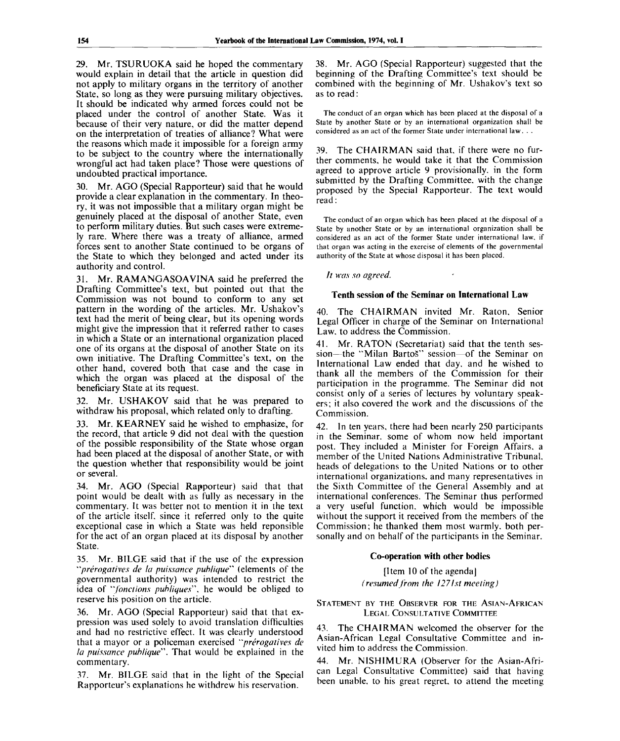29. Mr. TSURUOKA said he hoped the commentary would explain in detail that the article in question did not apply to military organs in the territory of another State, so long as they were pursuing military objectives. It should be indicated why armed forces could not be placed under the control of another State. Was it because of their very nature, or did the matter depend on the interpretation of treaties of alliance? What were the reasons which made it impossible for a foreign army to be subject to the country where the internationally wrongful act had taken place? Those were questions of undoubted practical importance.

30. Mr. AGO (Special Rapporteur) said that he would provide a clear explanation in the commentary. In theory, it was not impossible that a military organ might be genuinely placed at the disposal of another State, even to perform military duties. But such cases were extremely rare. Where there was a treaty of alliance, armed forces sent to another State continued to be organs of the State to which they belonged and acted under its authority and control.

31. Mr. RAMANGASOAVINA said he preferred the Drafting Committee's text, but pointed out that the Commission was not bound to conform to any set pattern in the wording of the articles. Mr. Ushakov's text had the merit of being clear, but its opening words might give the impression that it referred rather to cases in which a State or an international organization placed one of its organs at the disposal of another State on its own initiative. The Drafting Committee's text, on the other hand, covered both that case and the case in which the organ was placed at the disposal of the beneficiary State at its request.

32. Mr. USHAKOV said that he was prepared to withdraw his proposal, which related only to drafting.

33. Mr. KEARNEY said he wished to emphasize, for the record, that article 9 did not deal with the question of the possible responsibility of the State whose organ had been placed at the disposal of another State, or with the question whether that responsibility would be joint or several.

34. Mr. AGO (Special Rapporteur) said that that point would be dealt with as fully as necessary in the commentary. It was better not to mention it in the text of the article itself, since it referred only to the quite exceptional case in which a State was held reponsible for the act of an organ placed at its disposal by another State.

35. Mr. BILGE said that if the use of the expression "*prérogatives de la puissance publique*" (elements of the governmental authority) was intended to restrict the idea of "*fonctions publiques*", he would be obliged to reserve his position on the article.

36. Mr. AGO (Special Rapporteur) said that that expression was used solely to avoid translation difficulties and had no restrictive effect. It was clearly understood that a mayor or a policeman exercised "*prérogatives de la puissance publique*". That would be explained in the commentary.

37. Mr. BILGE said that in the light of the Special Rapporteur's explanations he withdrew his reservation.

38. Mr. AGO (Special Rapporteur) suggested that the beginning of the Drafting Committee's text should be combined with the beginning of Mr. Ushakov's text so as to read:

> The conduct of an organ which has been placed at the disposal of a State by another State or by an international organization shall be considered as an act of the former State under international law. . .

39. The CHAIRMAN said that, if there were no further comments, he would take it that the Commission agreed to approve article 9 provisionally, in the form submitted by the Drafting Committee, with the change proposed by the Special Rapporteur. The text would read:

> The conduct of an organ which has been placed at the disposal of a State by another State or by an international organization shall be considered as an act of the former State under international law, if that organ was acting in the exercise of elements of the governmental authority of the State at whose disposal it has been placed.

*It was so agreed.*

### Tenth session of the Seminar on International Law

40. The CHAIRMAN invited Mr. Raton, Senior Legal Officer in charge of the Seminar on International Law, to address the Commission.

41. Mr. RATON (Secretariat) said that the tenth session—the "Milan Bartoš" session—of the Seminar on International Law ended that day, and he wished to thank all the members of the Commission for their participation in the programme. The Seminar did not consist only of a series of lectures by voluntary speakers; it also covered the work and the discussions of the Commission.

42. In ten years, there had been nearly 250 participants in the Seminar, some of whom now held important post. They included a Minister for Foreign Affairs, a member of the United Nations Administrative Tribunal, heads of delegations to the United Nations or to other international organizations, and many representatives in the Sixth Committee of the General Assembly and at international conferences. The Seminar thus performed a very useful function, which would be impossible without the support it received from the members of the Commission; he thanked them most warmly, both personally and on behalf of the participants in the Seminar.

### Co-operation with other bodies

[Item 10 of the agenda]
*(resumed from the 1271st meeting)*

#### Statement by the Observer for the Asian-African Legal Consultative Committee

43. The CHAIRMAN welcomed the observer for the Asian-African Legal Consultative Committee and invited him to address the Commission.

44. Mr. NISHIMURA (Observer for the Asian-African Legal Consultative Committee) said that having been unable, to his great regret, to attend the meeting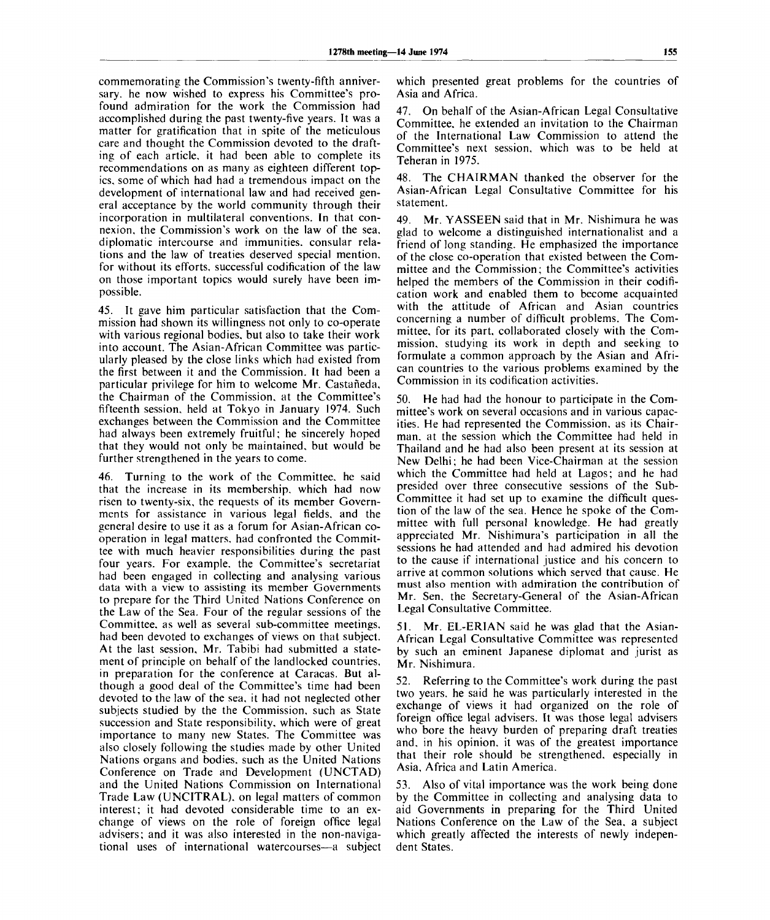commemorating the Commission's twenty-fifth anniversary. he now wished to express his Committee's profound admiration for the work the Commission had accomplished during the past twenty-five years. It was a matter for gratification that in spite of the meticulous care and thought the Commission devoted to the drafting of each article, it had been able to complete its recommendations on as many as eighteen different topics, some of which had had a tremendous impact on the development of international law and had received general acceptance by the world community through their incorporation in multilateral conventions. In that connexion, the Commission's work on the law of the sea, diplomatic intercourse and immunities, consular relations and the law of treaties deserved special mention, for without its efforts, successful codification of the law on those important topics would surely have been impossible.

45. It gave him particular satisfaction that the Commission had shown its willingness not only to co-operate with various regional bodies, but also to take their work into account. The Asian-African Committee was particularly pleased by the close links which had existed from the first between it and the Commission. It had been a particular privilege for him to welcome Mr. Castañeda, the Chairman of the Commission, at the Committee's fifteenth session, held at Tokyo in January 1974. Such exchanges between the Commission and the Committee had always been extremely fruitful; he sincerely hoped that they would not only be maintained, but would be further strengthened in the years to come.

46. Turning to the work of the Committee, he said that the increase in its membership, which had now risen to twenty-six, the requests of its member Governments for assistance in various legal fields, and the general desire to use it as a forum for Asian-African co-operation in legal matters, had confronted the Committee with much heavier responsibilities during the past four years. For example, the Committee's secretariat had been engaged in collecting and analysing various data with a view to assisting its member Governments to prepare for the Third United Nations Conference on the Law of the Sea. Four of the regular sessions of the Committee, as well as several sub-committee meetings, had been devoted to exchanges of views on that subject. At the last session, Mr. Tabibi had submitted a statement of principle on behalf of the landlocked countries, in preparation for the conference at Caracas. But although a good deal of the Committee's time had been devoted to the law of the sea, it had not neglected other subjects studied by the the Commission, such as State succession and State responsibility, which were of great importance to many new States. The Committee was also closely following the studies made by other United Nations organs and bodies, such as the United Nations Conference on Trade and Development (UNCTAD) and the United Nations Commission on International Trade Law (UNCITRAL), on legal matters of common interest; it had devoted considerable time to an exchange of views on the role of foreign office legal advisers; and it was also interested in the non-navigational uses of international watercourses—a subject which presented great problems for the countries of Asia and Africa.

47. On behalf of the Asian-African Legal Consultative Committee, he extended an invitation to the Chairman of the International Law Commission to attend the Committee's next session, which was to be held at Teheran in 1975.

48. The CHAIRMAN thanked the observer for the Asian-African Legal Consultative Committee for his statement.

49. Mr. YASSEEN said that in Mr. Nishimura he was glad to welcome a distinguished internationalist and a friend of long standing. He emphasized the importance of the close co-operation that existed between the Committee and the Commission; the Committee's activities helped the members of the Commission in their codification work and enabled them to become acquainted with the attitude of African and Asian countries concerning a number of difficult problems. The Committee, for its part, collaborated closely with the Commission, studying its work in depth and seeking to formulate a common approach by the Asian and African countries to the various problems examined by the Commission in its codification activities.

50. He had had the honour to participate in the Committee's work on several occasions and in various capacities. He had represented the Commission, as its Chairman, at the session which the Committee had held in Thailand and he had also been present at its session at New Delhi; he had been Vice-Chairman at the session which the Committee had held at Lagos; and he had presided over three consecutive sessions of the Sub-Committee it had set up to examine the difficult question of the law of the sea. Hence he spoke of the Committee with full personal knowledge. He had greatly appreciated Mr. Nishimura's participation in all the sessions he had attended and had admired his devotion to the cause if international justice and his concern to arrive at common solutions which served that cause. He must also mention with admiration the contribution of Mr. Sen, the Secretary-General of the Asian-African Legal Consultative Committee.

51. Mr. EL-ERIAN said he was glad that the Asian-African Legal Consultative Committee was represented by such an eminent Japanese diplomat and jurist as Mr. Nishimura.

52. Referring to the Committee's work during the past two years, he said he was particularly interested in the exchange of views it had organized on the role of foreign office legal advisers. It was those legal advisers who bore the heavy burden of preparing draft treaties and, in his opinion, it was of the greatest importance that their role should be strengthened, especially in Asia, Africa and Latin America.

53. Also of vital importance was the work being done by the Committee in collecting and analysing data to aid Governments in preparing for the Third United Nations Conference on the Law of the Sea, a subject which greatly affected the interests of newly independent States.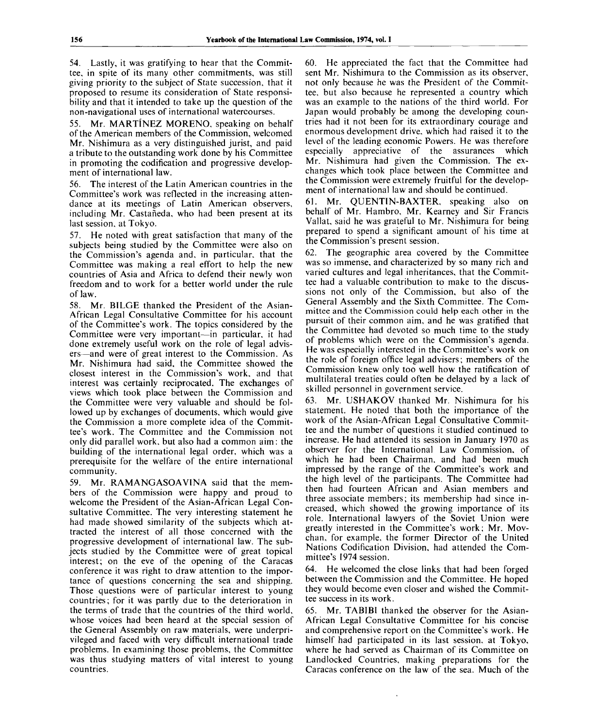54. Lastly, it was gratifying to hear that the Committee, in spite of its many other commitments, was still giving priority to the subject of State succession, that it proposed to resume its consideration of State responsibility and that it intended to take up the question of the non-navigational uses of international watercourses.

55. Mr. MARTÍNEZ MORENO, speaking on behalf of the American members of the Commission, welcomed Mr. Nishimura as a very distinguished jurist, and paid a tribute to the outstanding work done by his Committee in promoting the codification and progressive development of international law.

56. The interest of the Latin American countries in the Committee's work was reflected in the increasing attendance at its meetings of Latin American observers, including Mr. Castañeda, who had been present at its last session, at Tokyo.

57. He noted with great satisfaction that many of the subjects being studied by the Committee were also on the Commission's agenda and, in particular, that the Committee was making a real effort to help the new countries of Asia and Africa to defend their newly won freedom and to work for a better world under the rule of law.

58. Mr. BILGE thanked the President of the Asian-African Legal Consultative Committee for his account of the Committee's work. The topics considered by the Committee were very important—in particular, it had done extremely useful work on the role of legal advisers—and were of great interest to the Commission. As Mr. Nishimura had said, the Committee showed the closest interest in the Commission's work, and that interest was certainly reciprocated. The exchanges of views which took place between the Commission and the Committee were very valuable and should be followed up by exchanges of documents, which would give the Commission a more complete idea of the Committee's work. The Committee and the Commission not only did parallel work, but also had a common aim: the building of the international legal order, which was a prerequisite for the welfare of the entire international community.

59. Mr. RAMANGASOAVINA said that the members of the Commission were happy and proud to welcome the President of the Asian-African Legal Consultative Committee. The very interesting statement he had made showed similarity of the subjects which attracted the interest of all those concerned with the progressive development of international law. The subjects studied by the Committee were of great topical interest; on the eve of the opening of the Caracas conference it was right to draw attention to the importance of questions concerning the sea and shipping. Those questions were of particular interest to young countries; for it was partly due to the deterioration in the terms of trade that the countries of the third world, whose voices had been heard at the special session of the General Assembly on raw materials, were underprivileged and faced with very difficult international trade problems. In examining those problems, the Committee was thus studying matters of vital interest to young countries.

60. He appreciated the fact that the Committee had sent Mr. Nishimura to the Commission as its observer, not only because he was the President of the Committee, but also because he represented a country which was an example to the nations of the third world. For Japan would probably be among the developing countries had it not been for its extraordinary courage and enormous development drive, which had raised it to the level of the leading economic Powers. He was therefore especially appreciative of the assurances which Mr. Nishimura had given the Commission. The exchanges which took place between the Committee and the Commission were extremely fruitful for the development of international law and should be continued.

61. Mr. QUENTIN-BAXTER, speaking also on behalf of Mr. Hambro, Mr. Kearney and Sir Francis Vallat, said he was grateful to Mr. Nishimura for being prepared to spend a significant amount of his time at the Commission's present session.

62. The geographic area covered by the Committee was so immense, and characterized by so many rich and varied cultures and legal inheritances, that the Committee had a valuable contribution to make to the discussions not only of the Commission, but also of the General Assembly and the Sixth Committee. The Committee and the Commission could help each other in the pursuit of their common aim, and he was gratified that the Committee had devoted so much time to the study of problems which were on the Commission's agenda. He was especially interested in the Committee's work on the role of foreign office legal advisers; members of the Commission knew only too well how the ratification of multilateral treaties could often be delayed by a lack of skilled personnel in government service.

63. Mr. USHAKOV thanked Mr. Nishimura for his statement. He noted that both the importance of the work of the Asian-African Legal Consultative Committee and the number of questions it studied continued to increase. He had attended its session in January 1970 as observer for the International Law Commission, of which he had been Chairman, and had been much impressed by the range of the Committee's work and the high level of the participants. The Committee had then had fourteen African and Asian members and three associate members; its membership had since increased, which showed the growing importance of its role. International lawyers of the Soviet Union were greatly interested in the Committee's work; Mr. Movchan, for example, the former Director of the United Nations Codification Division, had attended the Committee's 1974 session.

64. He welcomed the close links that had been forged between the Commission and the Committee. He hoped they would become even closer and wished the Committee success in its work.

65. Mr. TABIBI thanked the observer for the Asian-African Legal Consultative Committee for his concise and comprehensive report on the Committee's work. He himself had participated in its last session, at Tokyo, where he had served as Chairman of its Committee on Landlocked Countries, making preparations for the Caracas conference on the law of the sea. Much of the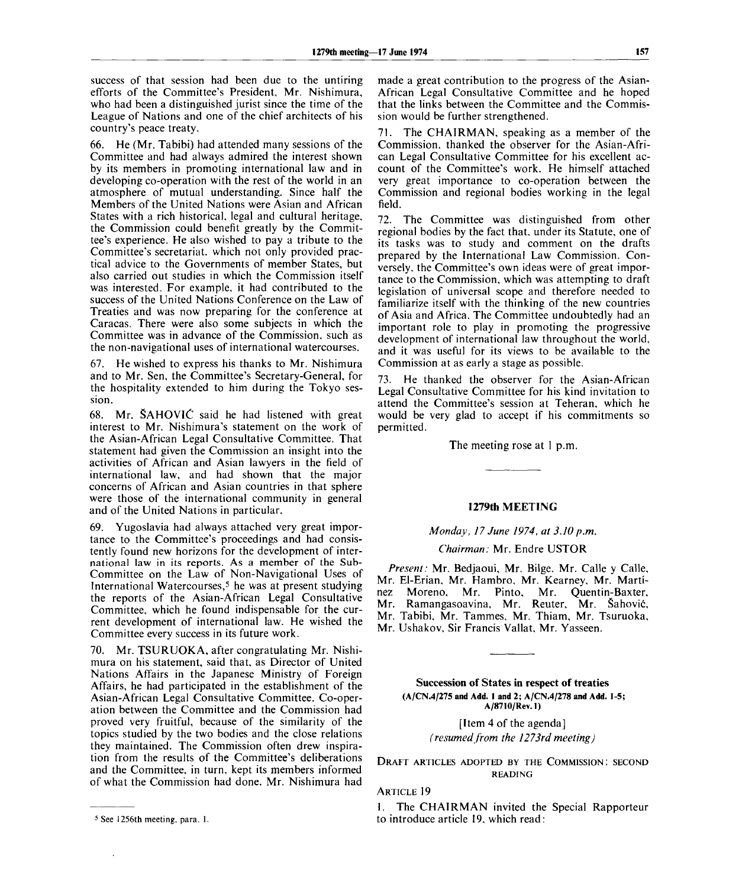success of that session had been due to the untiring efforts of the Committee's President, Mr. Nishimura, who had been a distinguished jurist since the time of the League of Nations and one of the chief architects of his country's peace treaty.

66. He (Mr. Tabibi) had attended many sessions of the Committee and had always admired the interest shown by its members in promoting international law and in developing co-operation with the rest of the world in an atmosphere of mutual understanding. Since half the Members of the United Nations were Asian and African States with a rich historical, legal and cultural heritage, the Commission could benefit greatly by the Committee's experience. He also wished to pay a tribute to the Committee's secretariat, which not only provided practical advice to the Governments of member States, but also carried out studies in which the Commission itself was interested. For example, it had contributed to the success of the United Nations Conference on the Law of Treaties and was now preparing for the conference at Caracas. There were also some subjects in which the Committee was in advance of the Commission, such as the non-navigational uses of international watercourses.

67. He wished to express his thanks to Mr. Nishimura and to Mr. Sen, the Committee's Secretary-General, for the hospitality extended to him during the Tokyo session.

68. Mr. ŠAHOVIĆ said he had listened with great interest to Mr. Nishimura's statement on the work of the Asian-African Legal Consultative Committee. That statement had given the Commission an insight into the activities of African and Asian lawyers in the field of international law, and had shown that the major concerns of African and Asian countries in that sphere were those of the international community in general and of the United Nations in particular.

69. Yugoslavia had always attached very great importance to the Committee's proceedings and had consistently found new horizons for the development of international law in its reports. As a member of the Sub-Committee on the Law of Non-Navigational Uses of International Watercourses,[5] he was at present studying the reports of the Asian-African Legal Consultative Committee, which he found indispensable for the current development of international law. He wished the Committee every success in its future work.

70. Mr. TSURUOKA, after congratulating Mr. Nishimura on his statement, said that, as Director of United Nations Affairs in the Japanese Ministry of Foreign Affairs, he had participated in the establishment of the Asian-African Legal Consultative Committee. Co-operation between the Committee and the Commission had proved very fruitful, because of the similarity of the topics studied by the two bodies and the close relations they maintained. The Commission often drew inspiration from the results of the Committee's deliberations and the Committee, in turn, kept its members informed of what the Commission had done. Mr. Nishimura had made a great contribution to the progress of the Asian-African Legal Consultative Committee and he hoped that the links between the Committee and the Commission would be further strengthened.

71. The CHAIRMAN, speaking as a member of the Commission, thanked the observer for the Asian-African Legal Consultative Committee for his excellent account of the Committee's work. He himself attached very great importance to co-operation between the Commission and regional bodies working in the legal field.

72. The Committee was distinguished from other regional bodies by the fact that, under its Statute, one of its tasks was to study and comment on the drafts prepared by the International Law Commission. Conversely, the Committee's own ideas were of great importance to the Commission, which was attempting to draft legislation of universal scope and therefore needed to familiarize itself with the thinking of the new countries of Asia and Africa. The Committee undoubtedly had an important role to play in promoting the progressive development of international law throughout the world, and it was useful for its views to be available to the Commission at as early a stage as possible.

73. He thanked the observer for the Asian-African Legal Consultative Committee for his kind invitation to attend the Committee's session at Teheran, which he would be very glad to accept if his commitments so permitted.

The meeting rose at 1 p.m.

[5] See 1256th meeting, para. 1.

---

## 1279th MEETING

*Monday, 17 June 1974, at 3.10 p.m.*

*Chairman:* Mr. Endre USTOR

*Present:* Mr. Bedjaoui, Mr. Bilge, Mr. Calle y Calle, Mr. El-Erian, Mr. Hambro, Mr. Kearney, Mr. Martínez Moreno, Mr. Pinto, Mr. Quentin-Baxter, Mr. Ramangasoavina, Mr. Reuter, Mr. Šahović, Mr. Tabibi, Mr. Tammes, Mr. Thiam, Mr. Tsuruoka, Mr. Ushakov, Sir Francis Vallat, Mr. Yasseen.

---

### Succession of States in respect of treaties
**(A/CN.4/275 and Add. 1 and 2; A/CN.4/278 and Add. 1-5; A/8710/Rev. 1)**

[Item 4 of the agenda]
*(resumed from the 1273rd meeting)*

DRAFT ARTICLES ADOPTED BY THE COMMISSION: SECOND READING

ARTICLE 19

1. The CHAIRMAN invited the Special Rapporteur to introduce article 19, which read: